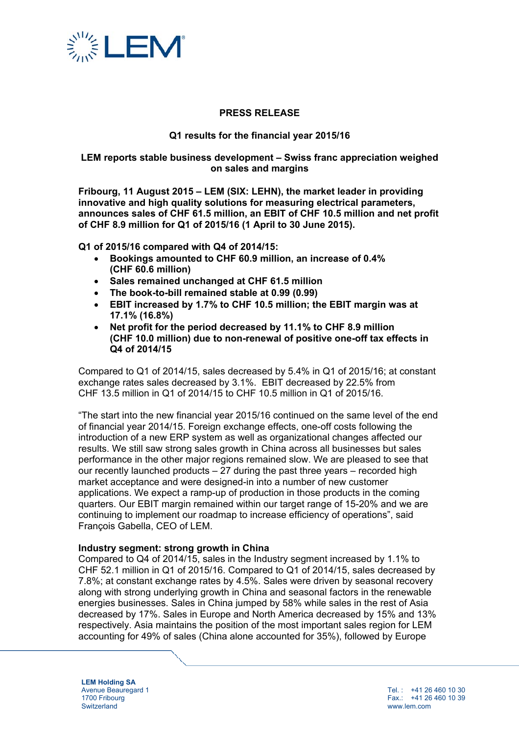**PRESS RELEASE**

**Q1 results for the financial year 2015/16**

**LEM reports stable business development – Swiss franc appreciation weighed on sales and margins**

**Fribourg, 11 August 2015 – LEM (SIX: LEHN), the market leader in providing innovative and high quality solutions for measuring electrical parameters, announces sales of CHF 61.5 million, an EBIT of CHF 10.5 million and net profit of CHF 8.9 million for Q1 of 2015/16 (1 April to 30 June 2015).**

**Q1 of 2015/16 compared with Q4 of 2014/15:**

- **Bookings amounted to CHF 60.9 million, an increase of 0.4% (CHF 60.6 million)**
- **Sales remained unchanged at CHF 61.5 million**
- **The book-to-bill remained stable at 0.99 (0.99)**
- **EBIT increased by 1.7% to CHF 10.5 million; the EBIT margin was at 17.1% (16.8%)**
- **Net profit for the period decreased by 11.1% to CHF 8.9 million (CHF 10.0 million) due to non-renewal of positive one-off tax effects in Q4 of 2014/15**

Compared to Q1 of 2014/15, sales decreased by 5.4% in Q1 of 2015/16; at constant exchange rates sales decreased by 3.1%. EBIT decreased by 22.5% from CHF 13.5 million in Q1 of 2014/15 to CHF 10.5 million in Q1 of 2015/16.

"The start into the new financial year 2015/16 continued on the same level of the end of financial year 2014/15. Foreign exchange effects, one-off costs following the introduction of a new ERP system as well as organizational changes affected our results. We still saw strong sales growth in China across all businesses but sales performance in the other major regions remained slow. We are pleased to see that our recently launched products – 27 during the past three years – recorded high market acceptance and were designed-in into a number of new customer applications. We expect a ramp-up of production in those products in the coming quarters. Our EBIT margin remained within our target range of 15-20% and we are continuing to implement our roadmap to increase efficiency of operations", said François Gabella, CEO of LEM.

**Industry segment: strong growth in China**

Compared to Q4 of 2014/15, sales in the Industry segment increased by 1.1% to CHF 52.1 million in Q1 of 2015/16. Compared to Q1 of 2014/15, sales decreased by 7.8%; at constant exchange rates by 4.5%. Sales were driven by seasonal recovery along with strong underlying growth in China and seasonal factors in the renewable energies businesses. Sales in China jumped by 58% while sales in the rest of Asia decreased by 17%. Sales in Europe and North America decreased by 15% and 13% respectively. Asia maintains the position of the most important sales region for LEM accounting for 49% of sales (China alone accounted for 35%), followed by Europe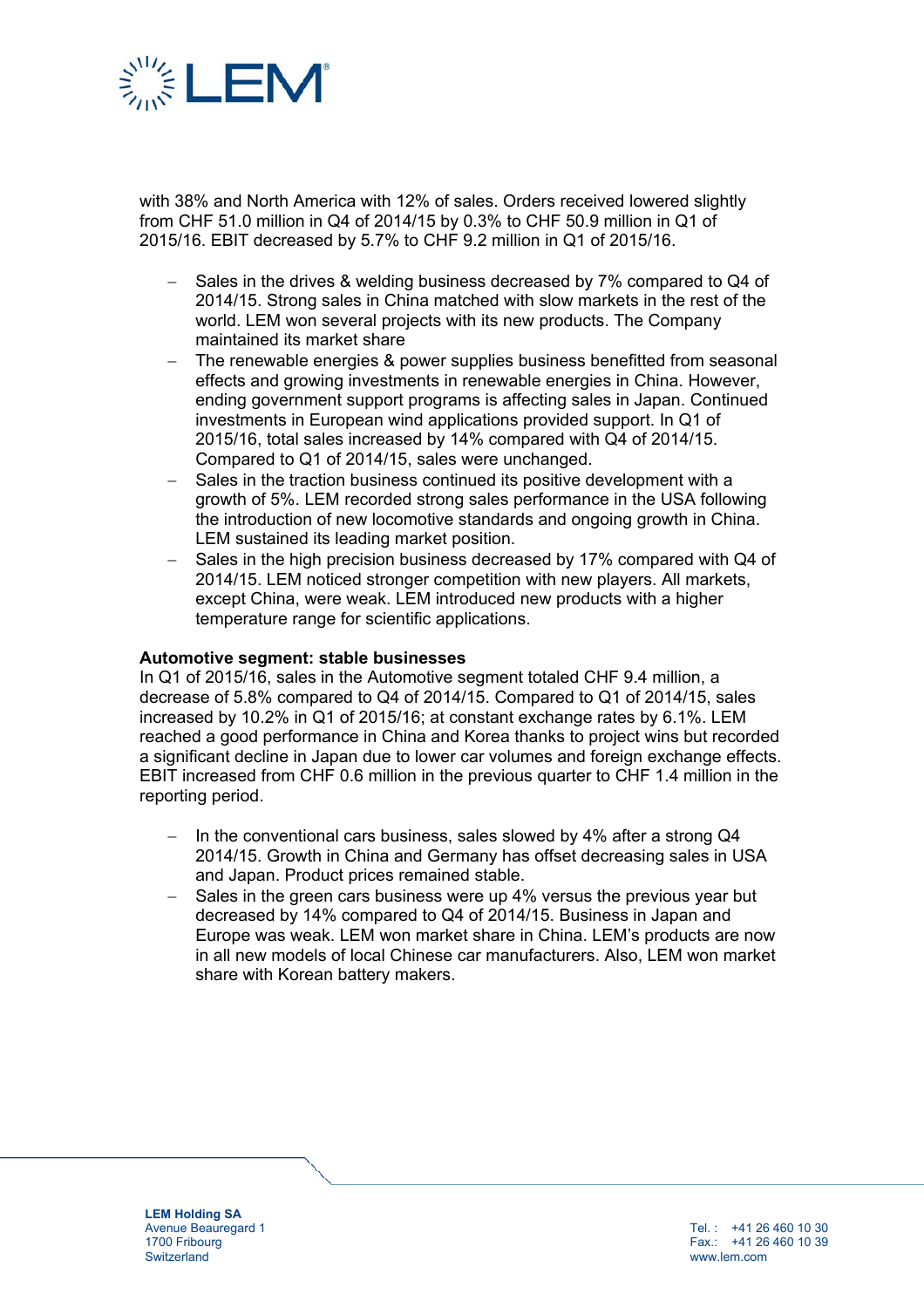with 38% and North America with 12% of sales. Orders received lowered slightly from CHF 51.0 million in Q4 of 2014/15 by 0.3% to CHF 50.9 million in Q1 of 2015/16. EBIT decreased by 5.7% to CHF 9.2 million in Q1 of 2015/16.

- Sales in the drives & welding business decreased by 7% compared to Q4 of 2014/15. Strong sales in China matched with slow markets in the rest of the world. LEM won several projects with its new products. The Company maintained its market share
- The renewable energies & power supplies business benefitted from seasonal effects and growing investments in renewable energies in China. However, ending government support programs is affecting sales in Japan. Continued investments in European wind applications provided support. In Q1 of 2015/16, total sales increased by 14% compared with Q4 of 2014/15. Compared to Q1 of 2014/15, sales were unchanged.
- Sales in the traction business continued its positive development with a growth of 5%. LEM recorded strong sales performance in the USA following the introduction of new locomotive standards and ongoing growth in China. LEM sustained its leading market position.
- Sales in the high precision business decreased by 17% compared with Q4 of 2014/15. LEM noticed stronger competition with new players. All markets, except China, were weak. LEM introduced new products with a higher temperature range for scientific applications.

**Automotive segment: stable businesses**

In Q1 of 2015/16, sales in the Automotive segment totaled CHF 9.4 million, a decrease of 5.8% compared to Q4 of 2014/15. Compared to Q1 of 2014/15, sales increased by 10.2% in Q1 of 2015/16; at constant exchange rates by 6.1%. LEM reached a good performance in China and Korea thanks to project wins but recorded a significant decline in Japan due to lower car volumes and foreign exchange effects. EBIT increased from CHF 0.6 million in the previous quarter to CHF 1.4 million in the reporting period.

- In the conventional cars business, sales slowed by 4% after a strong Q4 2014/15. Growth in China and Germany has offset decreasing sales in USA and Japan. Product prices remained stable.
- Sales in the green cars business were up 4% versus the previous year but decreased by 14% compared to Q4 of 2014/15. Business in Japan and Europe was weak. LEM won market share in China. LEM's products are now in all new models of local Chinese car manufacturers. Also, LEM won market share with Korean battery makers.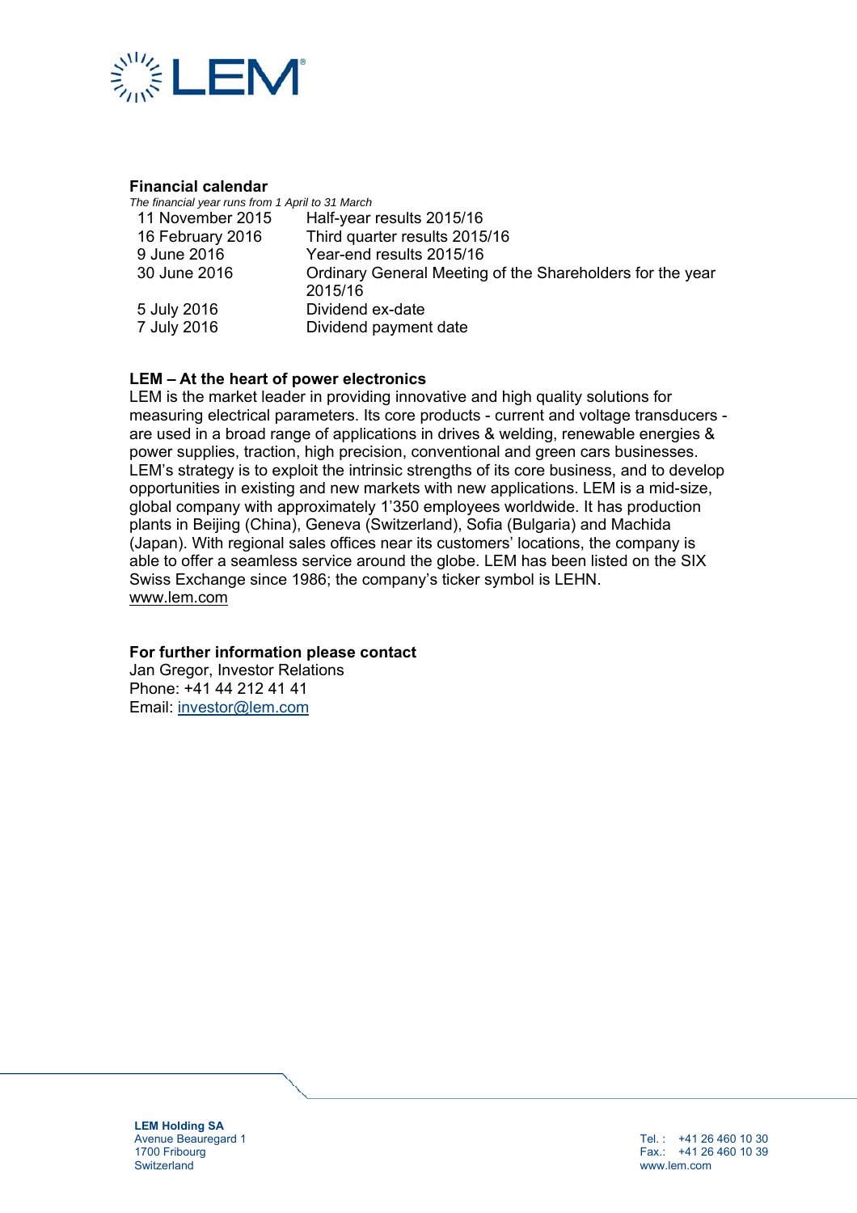## Financial calendar

*The financial year runs from 1 April to 31 March*

| | |
|---|---|
| 11 November 2015 | Half-year results 2015/16 |
| 16 February 2016 | Third quarter results 2015/16 |
| 9 June 2016 | Year-end results 2015/16 |
| 30 June 2016 | Ordinary General Meeting of the Shareholders for the year 2015/16 |
| 5 July 2016 | Dividend ex-date |
| 7 July 2016 | Dividend payment date |

## LEM – At the heart of power electronics

LEM is the market leader in providing innovative and high quality solutions for measuring electrical parameters. Its core products - current and voltage transducers - are used in a broad range of applications in drives & welding, renewable energies & power supplies, traction, high precision, conventional and green cars businesses. LEM's strategy is to exploit the intrinsic strengths of its core business, and to develop opportunities in existing and new markets with new applications. LEM is a mid-size, global company with approximately 1'350 employees worldwide. It has production plants in Beijing (China), Geneva (Switzerland), Sofia (Bulgaria) and Machida (Japan). With regional sales offices near its customers' locations, the company is able to offer a seamless service around the globe. LEM has been listed on the SIX Swiss Exchange since 1986; the company's ticker symbol is LEHN.
www.lem.com

## For further information please contact

Jan Gregor, Investor Relations
Phone: +41 44 212 41 41
Email: investor@lem.com

**LEM Holding SA**
Avenue Beauregard 1
1700 Fribourg
Switzerland

Tel. : +41 26 460 10 30
Fax.: +41 26 460 10 39
www.lem.com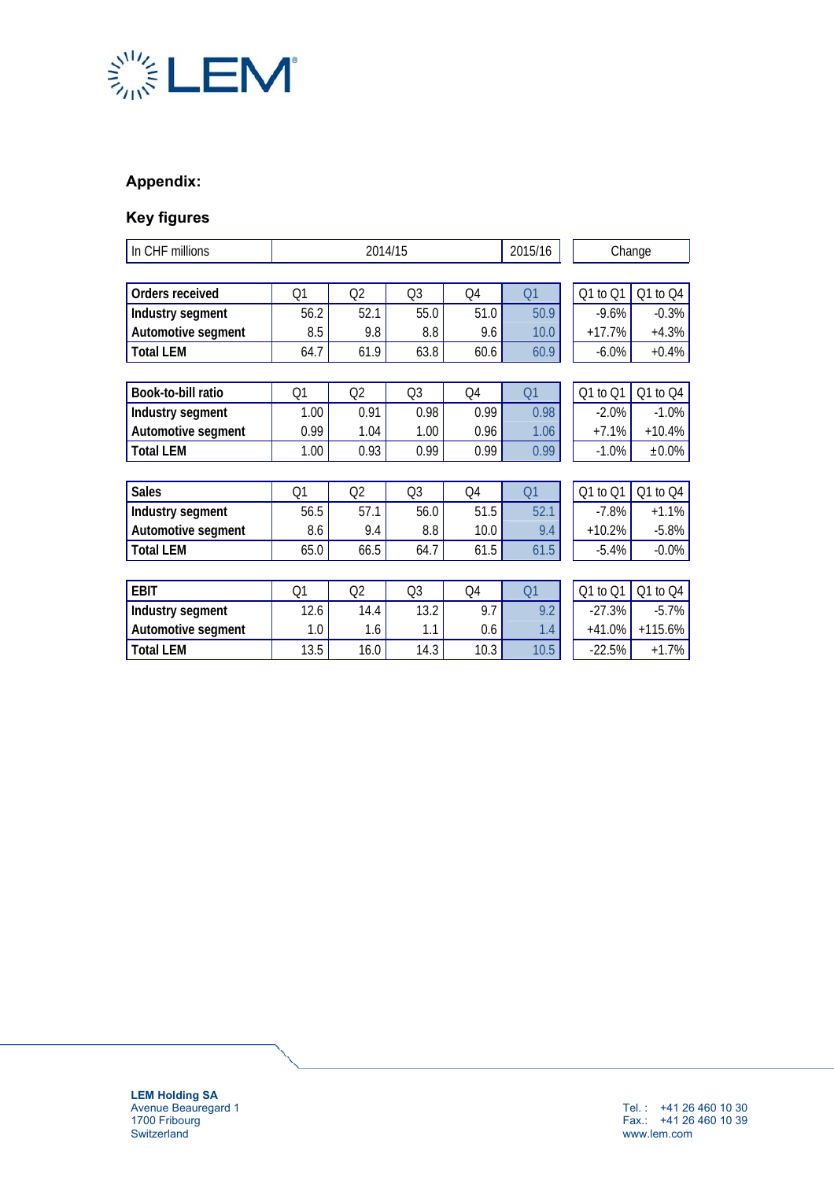## Appendix:

### Key figures

| In CHF millions | 2014/15 | | | | 2015/16 | Change | |
|---|---|---|---|---|---|---|---|
| **Orders received** | Q1 | Q2 | Q3 | Q4 | Q1 | Q1 to Q1 | Q1 to Q4 |
| **Industry segment** | 56.2 | 52.1 | 55.0 | 51.0 | 50.9 | -9.6% | -0.3% |
| **Automotive segment** | 8.5 | 9.8 | 8.8 | 9.6 | 10.0 | +17.7% | +4.3% |
| **Total LEM** | 64.7 | 61.9 | 63.8 | 60.6 | 60.9 | -6.0% | +0.4% |
| **Book-to-bill ratio** | Q1 | Q2 | Q3 | Q4 | Q1 | Q1 to Q1 | Q1 to Q4 |
| **Industry segment** | 1.00 | 0.91 | 0.98 | 0.99 | 0.98 | -2.0% | -1.0% |
| **Automotive segment** | 0.99 | 1.04 | 1.00 | 0.96 | 1.06 | +7.1% | +10.4% |
| **Total LEM** | 1.00 | 0.93 | 0.99 | 0.99 | 0.99 | -1.0% | ±0.0% |
| **Sales** | Q1 | Q2 | Q3 | Q4 | Q1 | Q1 to Q1 | Q1 to Q4 |
| **Industry segment** | 56.5 | 57.1 | 56.0 | 51.5 | 52.1 | -7.8% | +1.1% |
| **Automotive segment** | 8.6 | 9.4 | 8.8 | 10.0 | 9.4 | +10.2% | -5.8% |
| **Total LEM** | 65.0 | 66.5 | 64.7 | 61.5 | 61.5 | -5.4% | -0.0% |
| **EBIT** | Q1 | Q2 | Q3 | Q4 | Q1 | Q1 to Q1 | Q1 to Q4 |
| **Industry segment** | 12.6 | 14.4 | 13.2 | 9.7 | 9.2 | -27.3% | -5.7% |
| **Automotive segment** | 1.0 | 1.6 | 1.1 | 0.6 | 1.4 | +41.0% | +115.6% |
| **Total LEM** | 13.5 | 16.0 | 14.3 | 10.3 | 10.5 | -22.5% | +1.7% |

**LEM Holding SA**
Avenue Beauregard 1
1700 Fribourg
Switzerland

Tel. : +41 26 460 10 30
Fax.: +41 26 460 10 39
www.lem.com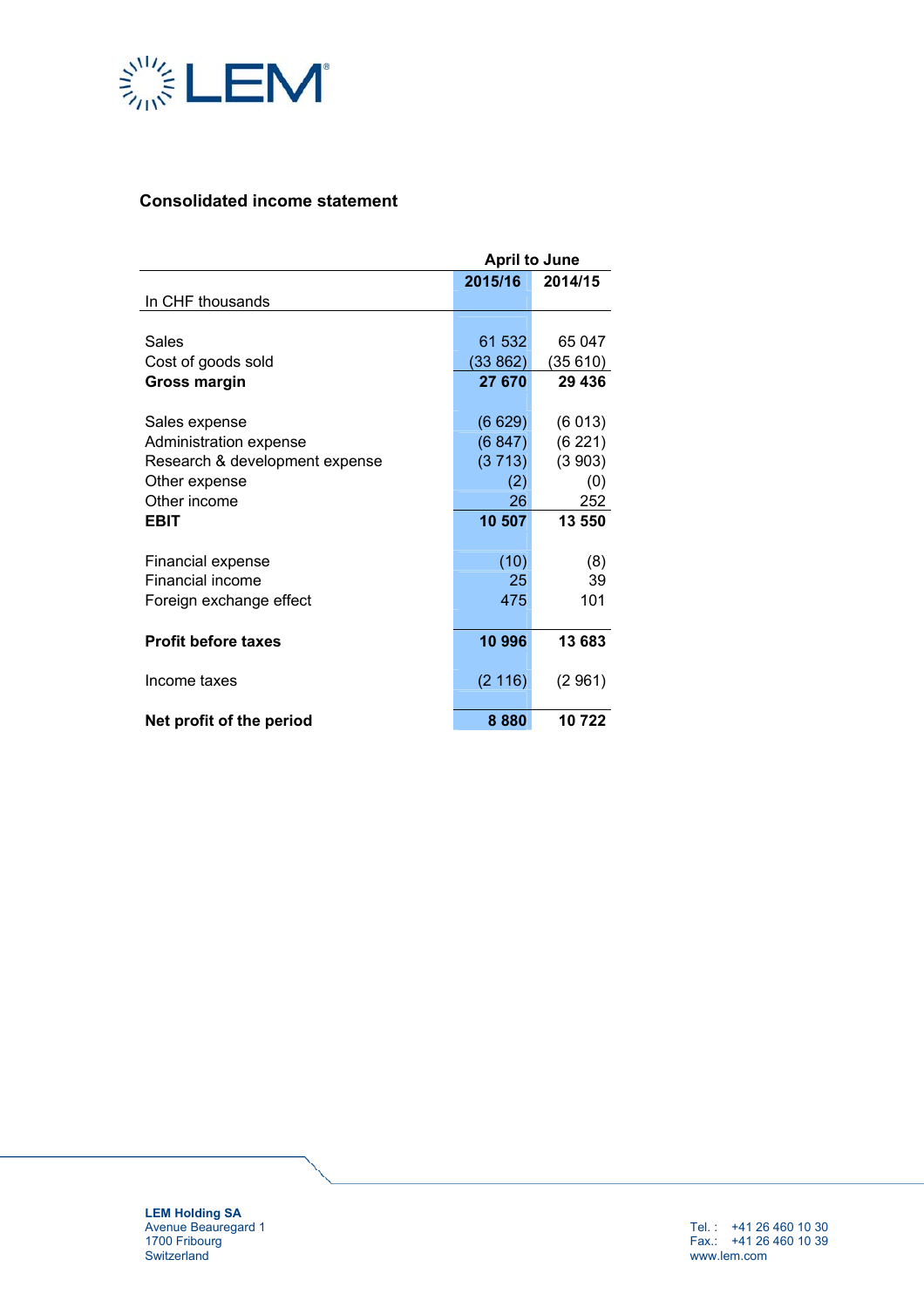LEM

## Consolidated income statement

| In CHF thousands | April to June 2015/16 | April to June 2014/15 |
|---|---|---|
| Sales | 61 532 | 65 047 |
| Cost of goods sold | (33 862) | (35 610) |
| **Gross margin** | **27 670** | **29 436** |
| Sales expense | (6 629) | (6 013) |
| Administration expense | (6 847) | (6 221) |
| Research & development expense | (3 713) | (3 903) |
| Other expense | (2) | (0) |
| Other income | 26 | 252 |
| **EBIT** | **10 507** | **13 550** |
| Financial expense | (10) | (8) |
| Financial income | 25 | 39 |
| Foreign exchange effect | 475 | 101 |
| **Profit before taxes** | **10 996** | **13 683** |
| Income taxes | (2 116) | (2 961) |
| **Net profit of the period** | **8 880** | **10 722** |

**LEM Holding SA**
Avenue Beauregard 1
1700 Fribourg
Switzerland

Tel. : +41 26 460 10 30
Fax.: +41 26 460 10 39
www.lem.com